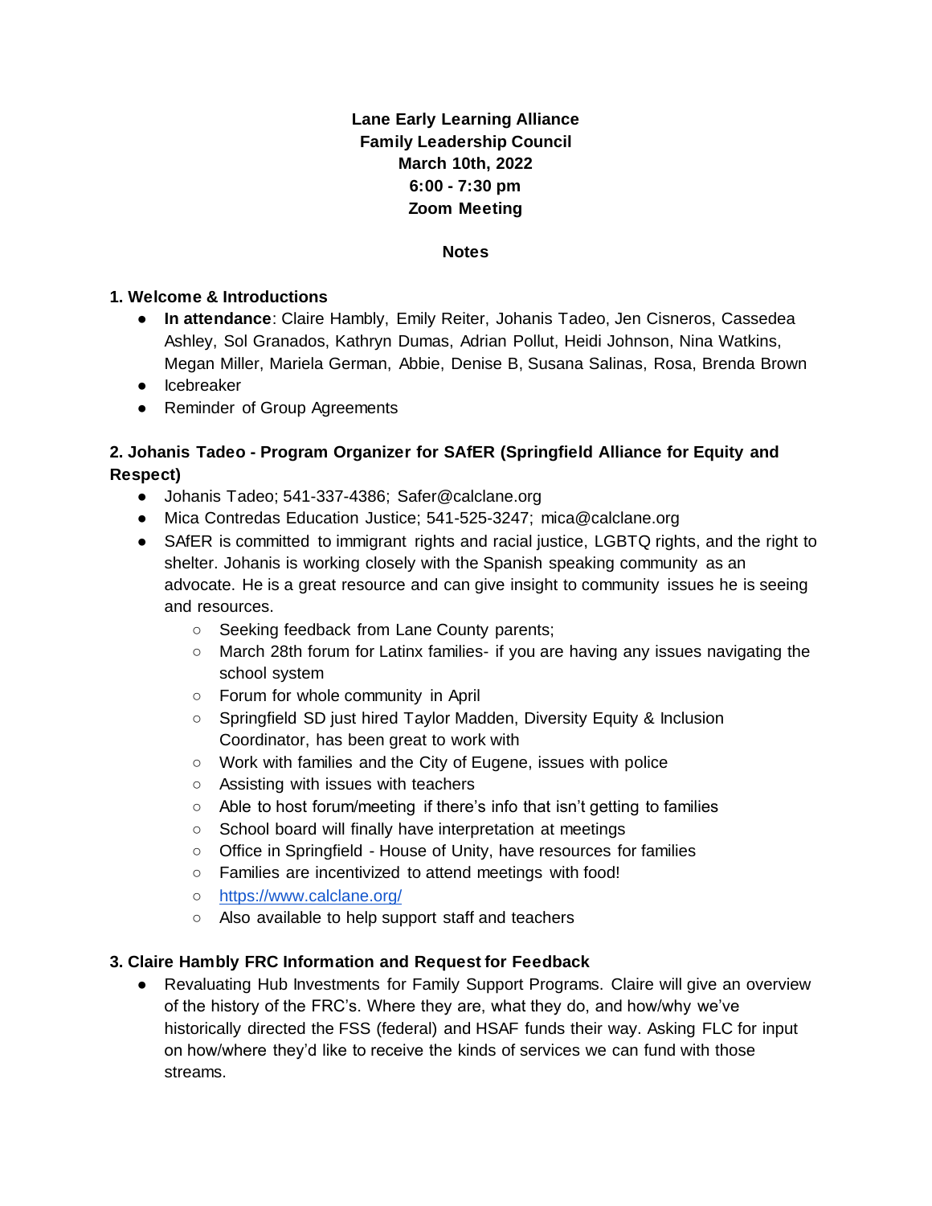**Lane Early Learning Alliance**
**Family Leadership Council**
**March 10th, 2022**
**6:00 - 7:30 pm**
**Zoom Meeting**

**Notes**

### 1. Welcome & Introductions

- **In attendance**: Claire Hambly, Emily Reiter, Johanis Tadeo, Jen Cisneros, Cassedea Ashley, Sol Granados, Kathryn Dumas, Adrian Pollut, Heidi Johnson, Nina Watkins, Megan Miller, Mariela German, Abbie, Denise B, Susana Salinas, Rosa, Brenda Brown
- Icebreaker
- Reminder of Group Agreements

### 2. Johanis Tadeo - Program Organizer for SAfER (Springfield Alliance for Equity and Respect)

- Johanis Tadeo; 541-337-4386; Safer@calclane.org
- Mica Contredas Education Justice; 541-525-3247; mica@calclane.org
- SAfER is committed to immigrant rights and racial justice, LGBTQ rights, and the right to shelter. Johanis is working closely with the Spanish speaking community as an advocate. He is a great resource and can give insight to community issues he is seeing and resources.
  - Seeking feedback from Lane County parents;
  - March 28th forum for Latinx families- if you are having any issues navigating the school system
  - Forum for whole community in April
  - Springfield SD just hired Taylor Madden, Diversity Equity & Inclusion Coordinator, has been great to work with
  - Work with families and the City of Eugene, issues with police
  - Assisting with issues with teachers
  - Able to host forum/meeting if there's info that isn't getting to families
  - School board will finally have interpretation at meetings
  - Office in Springfield - House of Unity, have resources for families
  - Families are incentivized to attend meetings with food!
  - https://www.calclane.org/
  - Also available to help support staff and teachers

### 3. Claire Hambly FRC Information and Request for Feedback

- Revaluating Hub Investments for Family Support Programs. Claire will give an overview of the history of the FRC's. Where they are, what they do, and how/why we've historically directed the FSS (federal) and HSAF funds their way. Asking FLC for input on how/where they'd like to receive the kinds of services we can fund with those streams.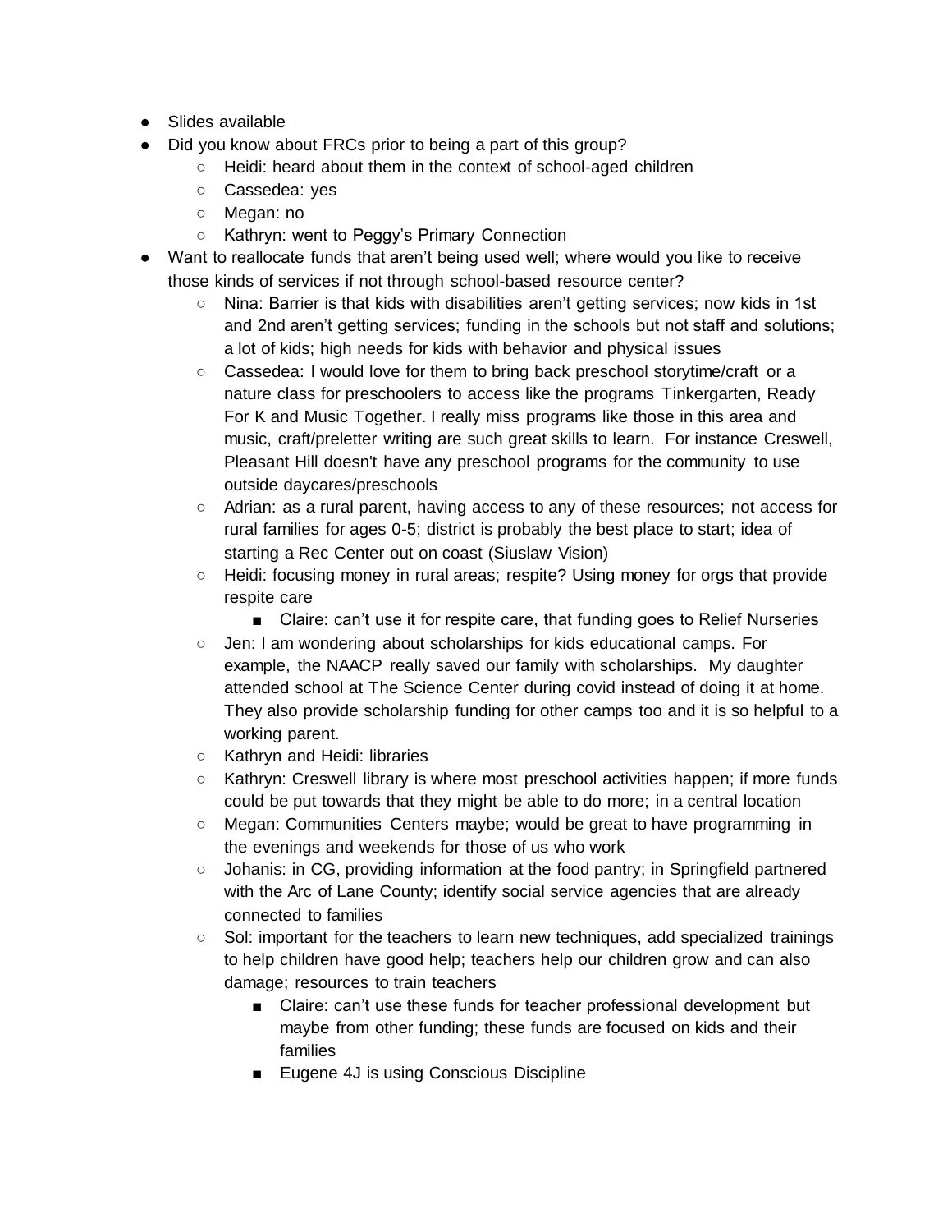- Slides available
- Did you know about FRCs prior to being a part of this group?
  - Heidi: heard about them in the context of school-aged children
  - Cassedea: yes
  - Megan: no
  - Kathryn: went to Peggy's Primary Connection
- Want to reallocate funds that aren't being used well; where would you like to receive those kinds of services if not through school-based resource center?
  - Nina: Barrier is that kids with disabilities aren't getting services; now kids in 1st and 2nd aren't getting services; funding in the schools but not staff and solutions; a lot of kids; high needs for kids with behavior and physical issues
  - Cassedea: I would love for them to bring back preschool storytime/craft or a nature class for preschoolers to access like the programs Tinkergarten, Ready For K and Music Together. I really miss programs like those in this area and music, craft/preletter writing are such great skills to learn. For instance Creswell, Pleasant Hill doesn't have any preschool programs for the community to use outside daycares/preschools
  - Adrian: as a rural parent, having access to any of these resources; not access for rural families for ages 0-5; district is probably the best place to start; idea of starting a Rec Center out on coast (Siuslaw Vision)
  - Heidi: focusing money in rural areas; respite? Using money for orgs that provide respite care
    - Claire: can't use it for respite care, that funding goes to Relief Nurseries
  - Jen: I am wondering about scholarships for kids educational camps. For example, the NAACP really saved our family with scholarships. My daughter attended school at The Science Center during covid instead of doing it at home. They also provide scholarship funding for other camps too and it is so helpful to a working parent.
  - Kathryn and Heidi: libraries
  - Kathryn: Creswell library is where most preschool activities happen; if more funds could be put towards that they might be able to do more; in a central location
  - Megan: Communities Centers maybe; would be great to have programming in the evenings and weekends for those of us who work
  - Johanis: in CG, providing information at the food pantry; in Springfield partnered with the Arc of Lane County; identify social service agencies that are already connected to families
  - Sol: important for the teachers to learn new techniques, add specialized trainings to help children have good help; teachers help our children grow and can also damage; resources to train teachers
    - Claire: can't use these funds for teacher professional development but maybe from other funding; these funds are focused on kids and their families
    - Eugene 4J is using Conscious Discipline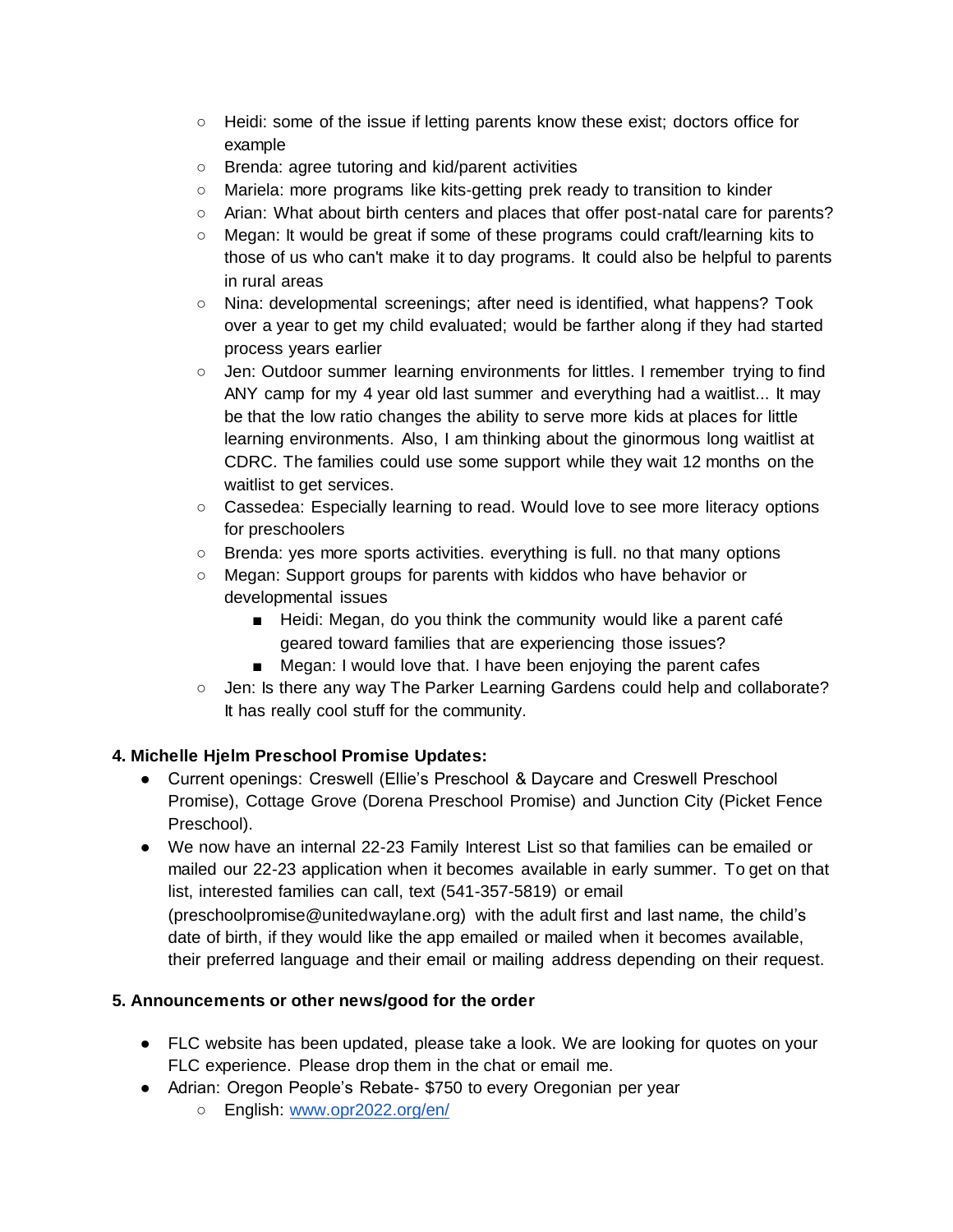- Heidi: some of the issue if letting parents know these exist; doctors office for example
- Brenda: agree tutoring and kid/parent activities
- Mariela: more programs like kits-getting prek ready to transition to kinder
- Arian: What about birth centers and places that offer post-natal care for parents?
- Megan: It would be great if some of these programs could craft/learning kits to those of us who can't make it to day programs. It could also be helpful to parents in rural areas
- Nina: developmental screenings; after need is identified, what happens? Took over a year to get my child evaluated; would be farther along if they had started process years earlier
- Jen: Outdoor summer learning environments for littles. I remember trying to find ANY camp for my 4 year old last summer and everything had a waitlist... It may be that the low ratio changes the ability to serve more kids at places for little learning environments. Also, I am thinking about the ginormous long waitlist at CDRC. The families could use some support while they wait 12 months on the waitlist to get services.
- Cassedea: Especially learning to read. Would love to see more literacy options for preschoolers
- Brenda: yes more sports activities. everything is full. no that many options
- Megan: Support groups for parents with kiddos who have behavior or developmental issues
  - Heidi: Megan, do you think the community would like a parent café geared toward families that are experiencing those issues?
  - Megan: I would love that. I have been enjoying the parent cafes
- Jen: Is there any way The Parker Learning Gardens could help and collaborate? It has really cool stuff for the community.

**4. Michelle Hjelm Preschool Promise Updates:**

- Current openings: Creswell (Ellie's Preschool & Daycare and Creswell Preschool Promise), Cottage Grove (Dorena Preschool Promise) and Junction City (Picket Fence Preschool).
- We now have an internal 22-23 Family Interest List so that families can be emailed or mailed our 22-23 application when it becomes available in early summer. To get on that list, interested families can call, text (541-357-5819) or email (preschoolpromise@unitedwaylane.org) with the adult first and last name, the child's date of birth, if they would like the app emailed or mailed when it becomes available, their preferred language and their email or mailing address depending on their request.

**5. Announcements or other news/good for the order**

- FLC website has been updated, please take a look. We are looking for quotes on your FLC experience. Please drop them in the chat or email me.
- Adrian: Oregon People's Rebate- $750 to every Oregonian per year
  - English: www.opr2022.org/en/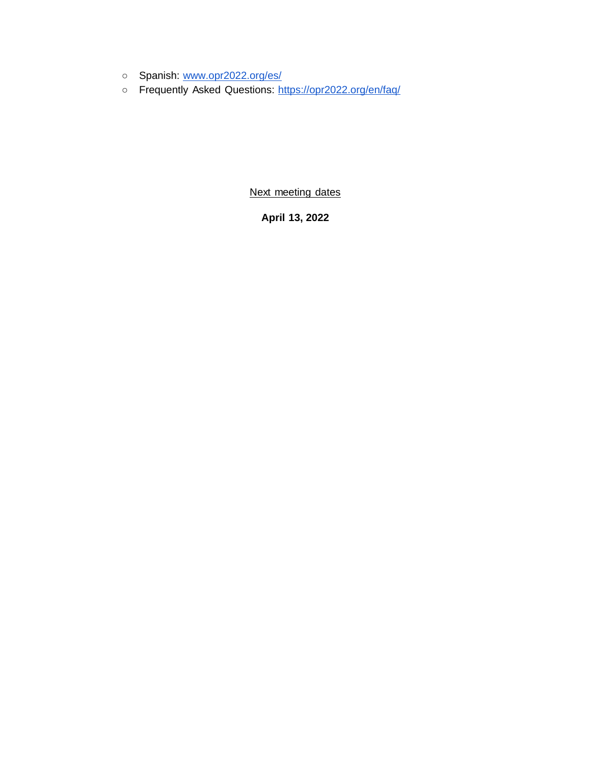- Spanish: [www.opr2022.org/es/](www.opr2022.org/es/)
- Frequently Asked Questions: [https://opr2022.org/en/faq/](https://opr2022.org/en/faq/)

Next meeting dates

**April 13, 2022**